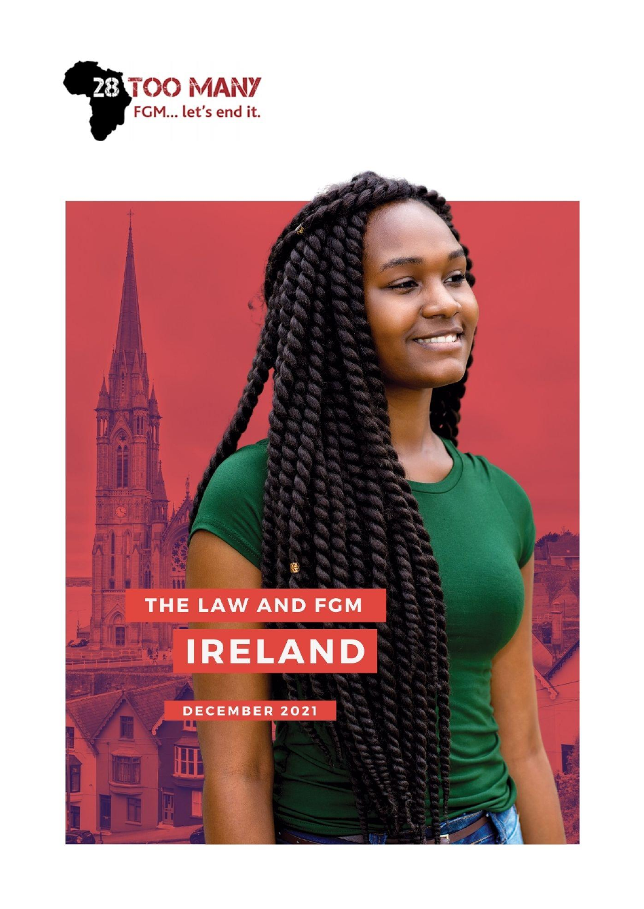28 TOO MANY

FGM... let's end it.

# THE LAW AND FGM

# IRELAND

DECEMBER 2021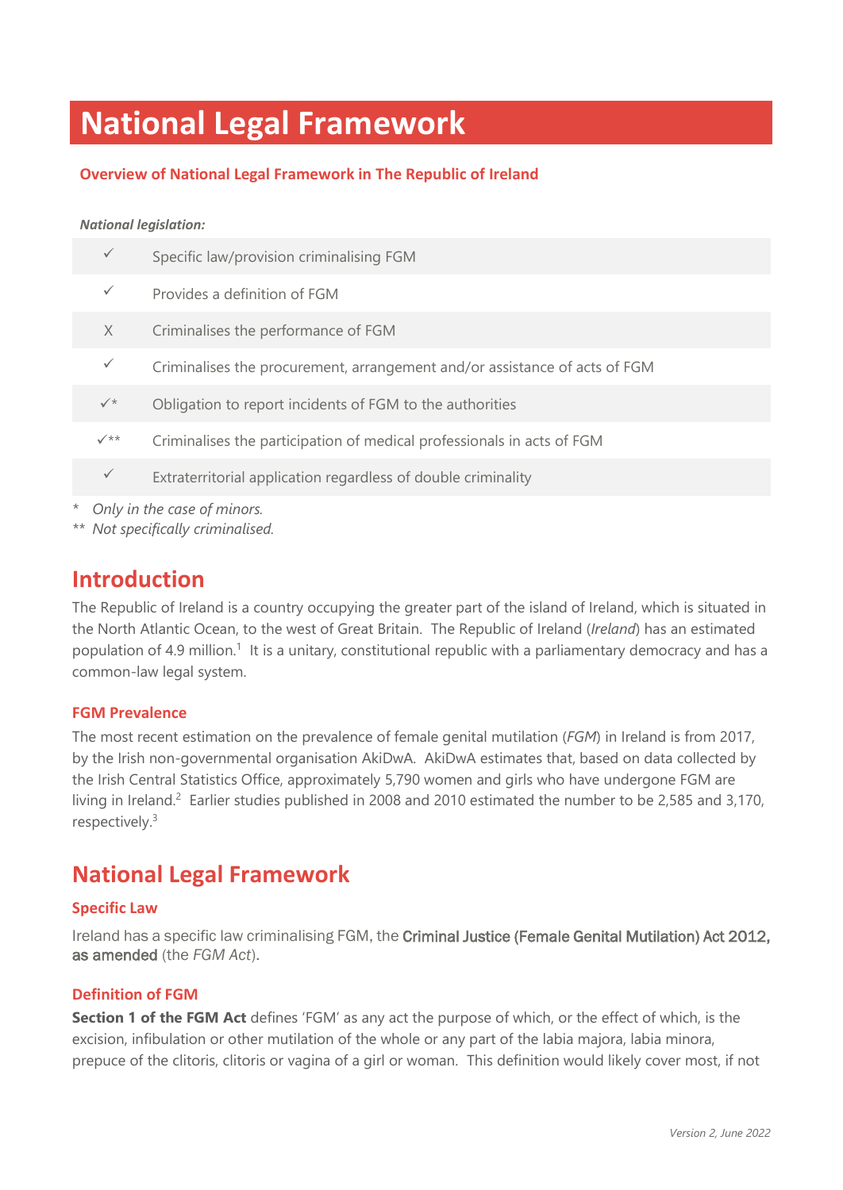# National Legal Framework

## Overview of National Legal Framework in The Republic of Ireland

***National legislation:***

| | |
|---|---|
| ✓ | Specific law/provision criminalising FGM |
| ✓ | Provides a definition of FGM |
| X | Criminalises the performance of FGM |
| ✓ | Criminalises the procurement, arrangement and/or assistance of acts of FGM |
| ✓* | Obligation to report incidents of FGM to the authorities |
| ✓** | Criminalises the participation of medical professionals in acts of FGM |
| ✓ | Extraterritorial application regardless of double criminality |

\* *Only in the case of minors.*

** *Not specifically criminalised.*

## Introduction

The Republic of Ireland is a country occupying the greater part of the island of Ireland, which is situated in the North Atlantic Ocean, to the west of Great Britain. The Republic of Ireland (*Ireland*) has an estimated population of 4.9 million.[1] It is a unitary, constitutional republic with a parliamentary democracy and has a common-law legal system.

### FGM Prevalence

The most recent estimation on the prevalence of female genital mutilation (*FGM*) in Ireland is from 2017, by the Irish non-governmental organisation AkiDwA. AkiDwA estimates that, based on data collected by the Irish Central Statistics Office, approximately 5,790 women and girls who have undergone FGM are living in Ireland.[2] Earlier studies published in 2008 and 2010 estimated the number to be 2,585 and 3,170, respectively.[3]

## National Legal Framework

### Specific Law

Ireland has a specific law criminalising FGM, the **Criminal Justice (Female Genital Mutilation) Act 2012, as amended** (the *FGM Act*).

### Definition of FGM

**Section 1 of the FGM Act** defines 'FGM' as any act the purpose of which, or the effect of which, is the excision, infibulation or other mutilation of the whole or any part of the labia majora, labia minora, prepuce of the clitoris, clitoris or vagina of a girl or woman. This definition would likely cover most, if not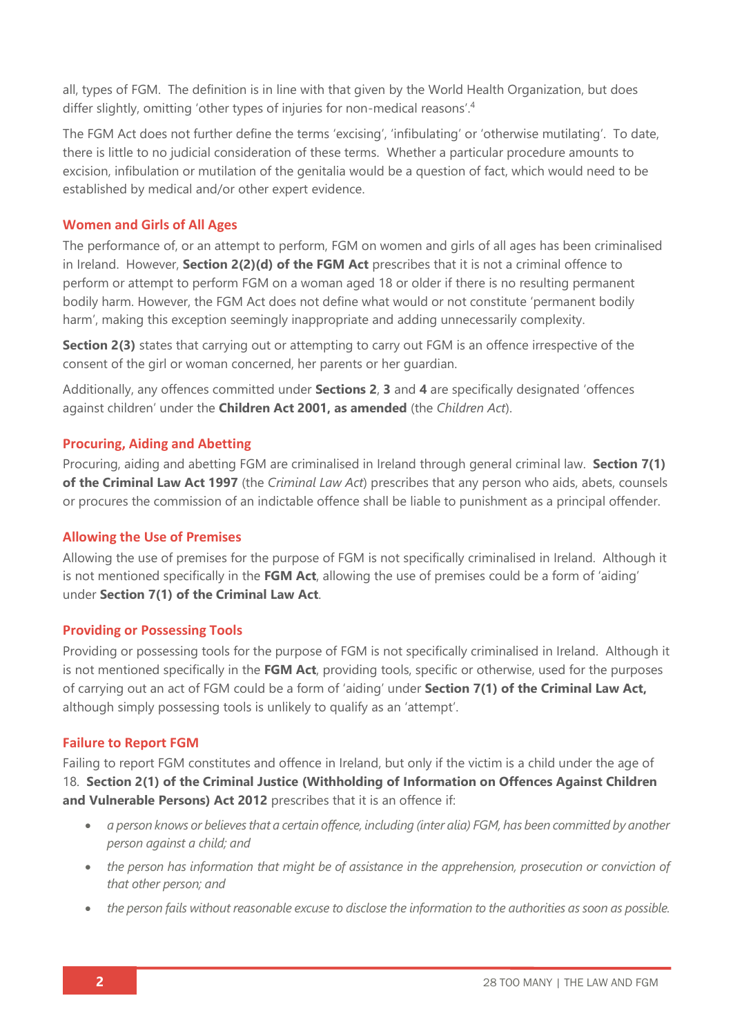all, types of FGM. The definition is in line with that given by the World Health Organization, but does differ slightly, omitting 'other types of injuries for non-medical reasons'.[4]

The FGM Act does not further define the terms 'excising', 'infibulating' or 'otherwise mutilating'. To date, there is little to no judicial consideration of these terms. Whether a particular procedure amounts to excision, infibulation or mutilation of the genitalia would be a question of fact, which would need to be established by medical and/or other expert evidence.

### Women and Girls of All Ages

The performance of, or an attempt to perform, FGM on women and girls of all ages has been criminalised in Ireland. However, **Section 2(2)(d) of the FGM Act** prescribes that it is not a criminal offence to perform or attempt to perform FGM on a woman aged 18 or older if there is no resulting permanent bodily harm. However, the FGM Act does not define what would or not constitute 'permanent bodily harm', making this exception seemingly inappropriate and adding unnecessarily complexity.

**Section 2(3)** states that carrying out or attempting to carry out FGM is an offence irrespective of the consent of the girl or woman concerned, her parents or her guardian.

Additionally, any offences committed under **Sections 2**, **3** and **4** are specifically designated 'offences against children' under the **Children Act 2001, as amended** (the *Children Act*).

### Procuring, Aiding and Abetting

Procuring, aiding and abetting FGM are criminalised in Ireland through general criminal law. **Section 7(1) of the Criminal Law Act 1997** (the *Criminal Law Act*) prescribes that any person who aids, abets, counsels or procures the commission of an indictable offence shall be liable to punishment as a principal offender.

### Allowing the Use of Premises

Allowing the use of premises for the purpose of FGM is not specifically criminalised in Ireland. Although it is not mentioned specifically in the **FGM Act**, allowing the use of premises could be a form of 'aiding' under **Section 7(1) of the Criminal Law Act**.

### Providing or Possessing Tools

Providing or possessing tools for the purpose of FGM is not specifically criminalised in Ireland. Although it is not mentioned specifically in the **FGM Act**, providing tools, specific or otherwise, used for the purposes of carrying out an act of FGM could be a form of 'aiding' under **Section 7(1) of the Criminal Law Act,** although simply possessing tools is unlikely to qualify as an 'attempt'.

### Failure to Report FGM

Failing to report FGM constitutes and offence in Ireland, but only if the victim is a child under the age of 18. **Section 2(1) of the Criminal Justice (Withholding of Information on Offences Against Children and Vulnerable Persons) Act 2012** prescribes that it is an offence if:

- *a person knows or believes that a certain offence, including (inter alia) FGM, has been committed by another person against a child; and*
- *the person has information that might be of assistance in the apprehension, prosecution or conviction of that other person; and*
- *the person fails without reasonable excuse to disclose the information to the authorities as soon as possible.*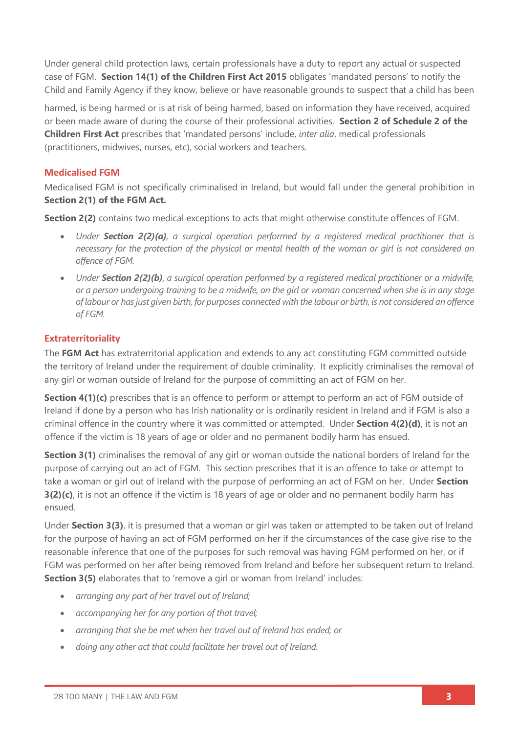Under general child protection laws, certain professionals have a duty to report any actual or suspected case of FGM. **Section 14(1) of the Children First Act 2015** obligates 'mandated persons' to notify the Child and Family Agency if they know, believe or have reasonable grounds to suspect that a child has been harmed, is being harmed or is at risk of being harmed, based on information they have received, acquired or been made aware of during the course of their professional activities. **Section 2 of Schedule 2 of the Children First Act** prescribes that 'mandated persons' include, *inter alia*, medical professionals (practitioners, midwives, nurses, etc), social workers and teachers.

## Medicalised FGM

Medicalised FGM is not specifically criminalised in Ireland, but would fall under the general prohibition in **Section 2(1) of the FGM Act.**

**Section 2(2)** contains two medical exceptions to acts that might otherwise constitute offences of FGM.

- *Under **Section 2(2)(a)**, a surgical operation performed by a registered medical practitioner that is necessary for the protection of the physical or mental health of the woman or girl is not considered an offence of FGM.*
- *Under **Section 2(2)(b)**, a surgical operation performed by a registered medical practitioner or a midwife, or a person undergoing training to be a midwife, on the girl or woman concerned when she is in any stage of labour or has just given birth, for purposes connected with the labour or birth, is not considered an offence of FGM.*

## Extraterritoriality

The **FGM Act** has extraterritorial application and extends to any act constituting FGM committed outside the territory of Ireland under the requirement of double criminality. It explicitly criminalises the removal of any girl or woman outside of Ireland for the purpose of committing an act of FGM on her.

**Section 4(1)(c)** prescribes that is an offence to perform or attempt to perform an act of FGM outside of Ireland if done by a person who has Irish nationality or is ordinarily resident in Ireland and if FGM is also a criminal offence in the country where it was committed or attempted. Under **Section 4(2)(d)**, it is not an offence if the victim is 18 years of age or older and no permanent bodily harm has ensued.

**Section 3(1)** criminalises the removal of any girl or woman outside the national borders of Ireland for the purpose of carrying out an act of FGM. This section prescribes that it is an offence to take or attempt to take a woman or girl out of Ireland with the purpose of performing an act of FGM on her. Under **Section 3(2)(c)**, it is not an offence if the victim is 18 years of age or older and no permanent bodily harm has ensued.

Under **Section 3(3)**, it is presumed that a woman or girl was taken or attempted to be taken out of Ireland for the purpose of having an act of FGM performed on her if the circumstances of the case give rise to the reasonable inference that one of the purposes for such removal was having FGM performed on her, or if FGM was performed on her after being removed from Ireland and before her subsequent return to Ireland. **Section 3(5)** elaborates that to 'remove a girl or woman from Ireland' includes:

- *arranging any part of her travel out of Ireland;*
- *accompanying her for any portion of that travel;*
- *arranging that she be met when her travel out of Ireland has ended; or*
- *doing any other act that could facilitate her travel out of Ireland.*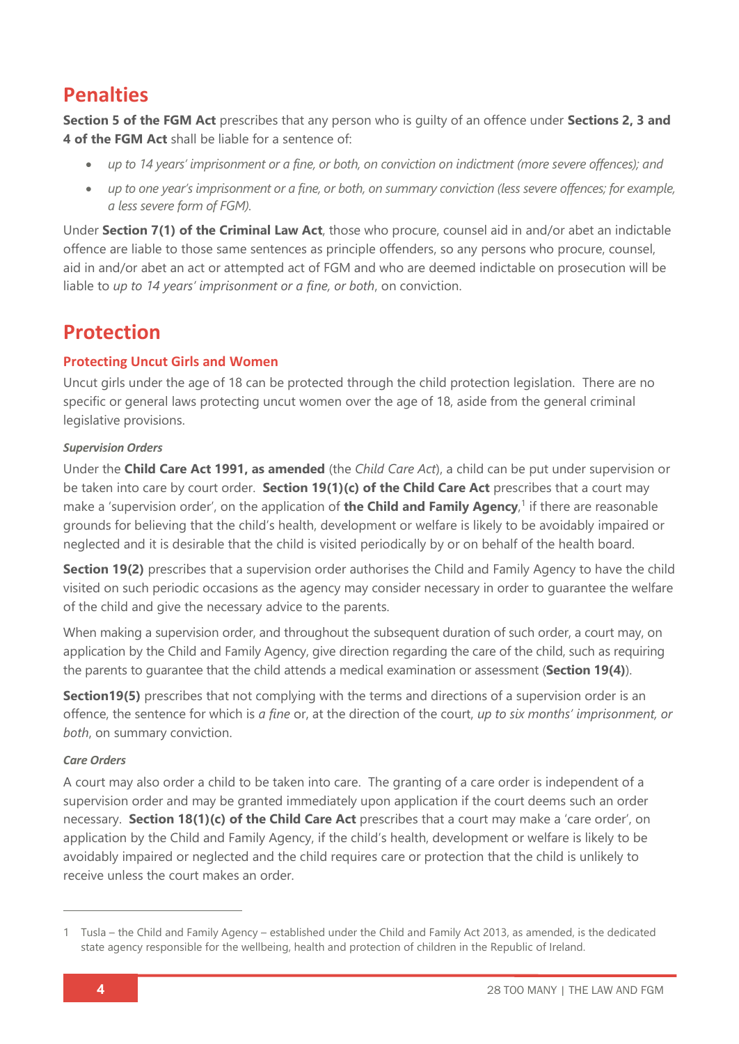## Penalties

**Section 5 of the FGM Act** prescribes that any person who is guilty of an offence under **Sections 2, 3 and 4 of the FGM Act** shall be liable for a sentence of:

- *up to 14 years' imprisonment or a fine, or both, on conviction on indictment (more severe offences); and*
- *up to one year's imprisonment or a fine, or both, on summary conviction (less severe offences; for example, a less severe form of FGM).*

Under **Section 7(1) of the Criminal Law Act**, those who procure, counsel aid in and/or abet an indictable offence are liable to those same sentences as principle offenders, so any persons who procure, counsel, aid in and/or abet an act or attempted act of FGM and who are deemed indictable on prosecution will be liable to *up to 14 years' imprisonment or a fine, or both*, on conviction.

## Protection

### Protecting Uncut Girls and Women

Uncut girls under the age of 18 can be protected through the child protection legislation. There are no specific or general laws protecting uncut women over the age of 18, aside from the general criminal legislative provisions.

#### *Supervision Orders*

Under the **Child Care Act 1991, as amended** (the *Child Care Act*), a child can be put under supervision or be taken into care by court order. **Section 19(1)(c) of the Child Care Act** prescribes that a court may make a 'supervision order', on the application of **the Child and Family Agency**,[1] if there are reasonable grounds for believing that the child's health, development or welfare is likely to be avoidably impaired or neglected and it is desirable that the child is visited periodically by or on behalf of the health board.

**Section 19(2)** prescribes that a supervision order authorises the Child and Family Agency to have the child visited on such periodic occasions as the agency may consider necessary in order to guarantee the welfare of the child and give the necessary advice to the parents.

When making a supervision order, and throughout the subsequent duration of such order, a court may, on application by the Child and Family Agency, give direction regarding the care of the child, such as requiring the parents to guarantee that the child attends a medical examination or assessment (**Section 19(4)**).

**Section19(5)** prescribes that not complying with the terms and directions of a supervision order is an offence, the sentence for which is *a fine* or, at the direction of the court, *up to six months' imprisonment, or both*, on summary conviction.

#### *Care Orders*

A court may also order a child to be taken into care. The granting of a care order is independent of a supervision order and may be granted immediately upon application if the court deems such an order necessary. **Section 18(1)(c) of the Child Care Act** prescribes that a court may make a 'care order', on application by the Child and Family Agency, if the child's health, development or welfare is likely to be avoidably impaired or neglected and the child requires care or protection that the child is unlikely to receive unless the court makes an order.

---

1 Tusla – the Child and Family Agency – established under the Child and Family Act 2013, as amended, is the dedicated state agency responsible for the wellbeing, health and protection of children in the Republic of Ireland.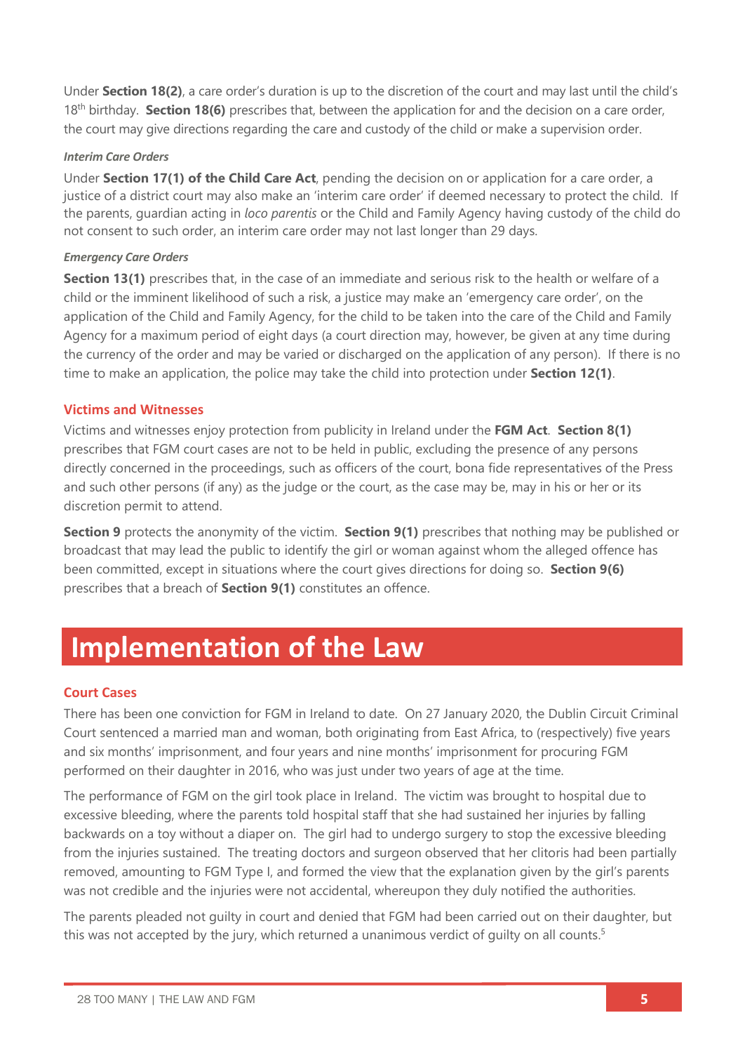Under **Section 18(2)**, a care order's duration is up to the discretion of the court and may last until the child's 18th birthday. **Section 18(6)** prescribes that, between the application for and the decision on a care order, the court may give directions regarding the care and custody of the child or make a supervision order.

#### *Interim Care Orders*

Under **Section 17(1) of the Child Care Act**, pending the decision on or application for a care order, a justice of a district court may also make an 'interim care order' if deemed necessary to protect the child. If the parents, guardian acting in *loco parentis* or the Child and Family Agency having custody of the child do not consent to such order, an interim care order may not last longer than 29 days.

#### *Emergency Care Orders*

**Section 13(1)** prescribes that, in the case of an immediate and serious risk to the health or welfare of a child or the imminent likelihood of such a risk, a justice may make an 'emergency care order', on the application of the Child and Family Agency, for the child to be taken into the care of the Child and Family Agency for a maximum period of eight days (a court direction may, however, be given at any time during the currency of the order and may be varied or discharged on the application of any person). If there is no time to make an application, the police may take the child into protection under **Section 12(1)**.

### Victims and Witnesses

Victims and witnesses enjoy protection from publicity in Ireland under the **FGM Act**. **Section 8(1)** prescribes that FGM court cases are not to be held in public, excluding the presence of any persons directly concerned in the proceedings, such as officers of the court, bona fide representatives of the Press and such other persons (if any) as the judge or the court, as the case may be, may in his or her or its discretion permit to attend.

**Section 9** protects the anonymity of the victim. **Section 9(1)** prescribes that nothing may be published or broadcast that may lead the public to identify the girl or woman against whom the alleged offence has been committed, except in situations where the court gives directions for doing so. **Section 9(6)** prescribes that a breach of **Section 9(1)** constitutes an offence.

## Implementation of the Law

### Court Cases

There has been one conviction for FGM in Ireland to date. On 27 January 2020, the Dublin Circuit Criminal Court sentenced a married man and woman, both originating from East Africa, to (respectively) five years and six months' imprisonment, and four years and nine months' imprisonment for procuring FGM performed on their daughter in 2016, who was just under two years of age at the time.

The performance of FGM on the girl took place in Ireland. The victim was brought to hospital due to excessive bleeding, where the parents told hospital staff that she had sustained her injuries by falling backwards on a toy without a diaper on. The girl had to undergo surgery to stop the excessive bleeding from the injuries sustained. The treating doctors and surgeon observed that her clitoris had been partially removed, amounting to FGM Type I, and formed the view that the explanation given by the girl's parents was not credible and the injuries were not accidental, whereupon they duly notified the authorities.

The parents pleaded not guilty in court and denied that FGM had been carried out on their daughter, but this was not accepted by the jury, which returned a unanimous verdict of guilty on all counts.[5]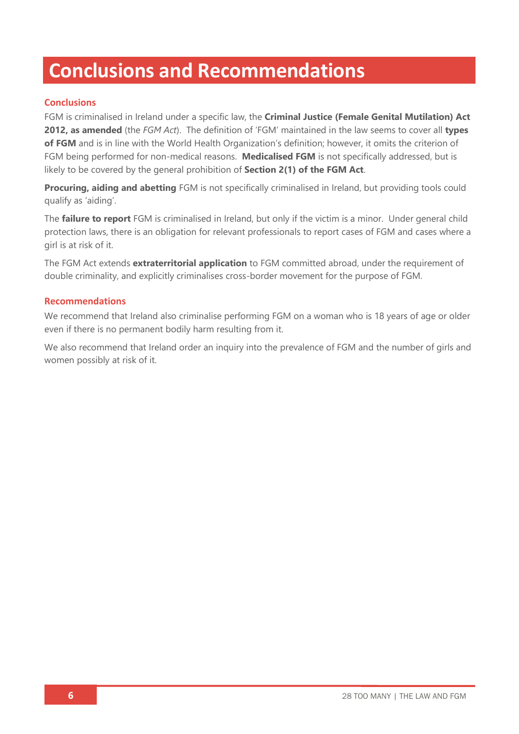# Conclusions and Recommendations

## Conclusions

FGM is criminalised in Ireland under a specific law, the **Criminal Justice (Female Genital Mutilation) Act 2012, as amended** (the *FGM Act*). The definition of 'FGM' maintained in the law seems to cover all **types of FGM** and is in line with the World Health Organization's definition; however, it omits the criterion of FGM being performed for non-medical reasons. **Medicalised FGM** is not specifically addressed, but is likely to be covered by the general prohibition of **Section 2(1) of the FGM Act**.

**Procuring, aiding and abetting** FGM is not specifically criminalised in Ireland, but providing tools could qualify as 'aiding'.

The **failure to report** FGM is criminalised in Ireland, but only if the victim is a minor. Under general child protection laws, there is an obligation for relevant professionals to report cases of FGM and cases where a girl is at risk of it.

The FGM Act extends **extraterritorial application** to FGM committed abroad, under the requirement of double criminality, and explicitly criminalises cross-border movement for the purpose of FGM.

## Recommendations

We recommend that Ireland also criminalise performing FGM on a woman who is 18 years of age or older even if there is no permanent bodily harm resulting from it.

We also recommend that Ireland order an inquiry into the prevalence of FGM and the number of girls and women possibly at risk of it.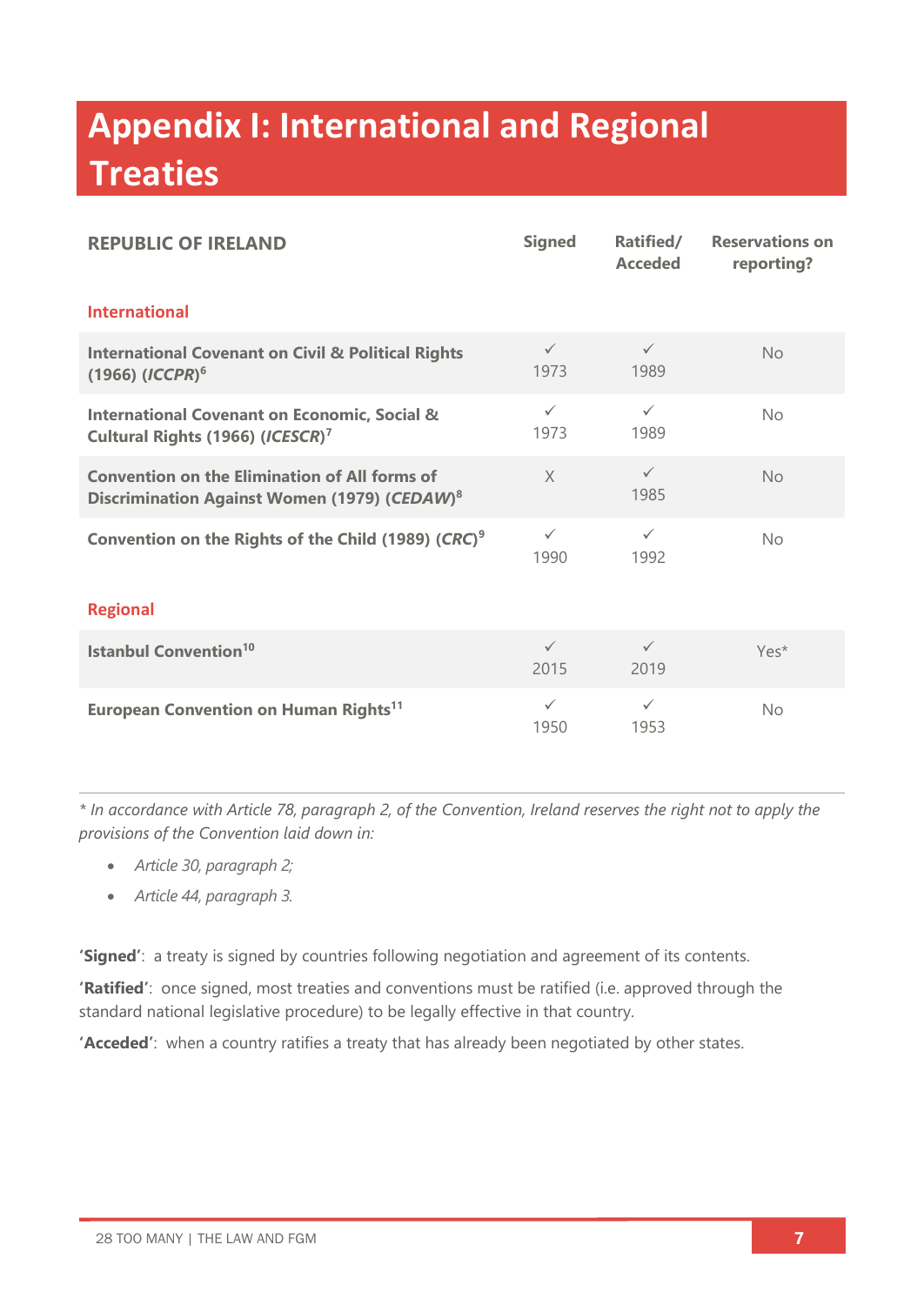# Appendix I: International and Regional Treaties

| REPUBLIC OF IRELAND | Signed | Ratified/ Acceded | Reservations on reporting? |
|---|---|---|---|
| **International** | | | |
| **International Covenant on Civil & Political Rights (1966) (*ICCPR*)**[6] | ✓ 1973 | ✓ 1989 | No |
| **International Covenant on Economic, Social & Cultural Rights (1966) (*ICESCR*)**[7] | ✓ 1973 | ✓ 1989 | No |
| **Convention on the Elimination of All forms of Discrimination Against Women (1979) (*CEDAW*)**[8] | X | ✓ 1985 | No |
| **Convention on the Rights of the Child (1989) (*CRC*)**[9] | ✓ 1990 | ✓ 1992 | No |
| **Regional** | | | |
| **Istanbul Convention**[10] | ✓ 2015 | ✓ 2019 | Yes* |
| **European Convention on Human Rights**[11] | ✓ 1950 | ✓ 1953 | No |

*\* In accordance with Article 78, paragraph 2, of the Convention, Ireland reserves the right not to apply the provisions of the Convention laid down in:*

- *Article 30, paragraph 2;*
- *Article 44, paragraph 3.*

**'Signed'**: a treaty is signed by countries following negotiation and agreement of its contents.

**'Ratified'**: once signed, most treaties and conventions must be ratified (i.e. approved through the standard national legislative procedure) to be legally effective in that country.

**'Acceded'**: when a country ratifies a treaty that has already been negotiated by other states.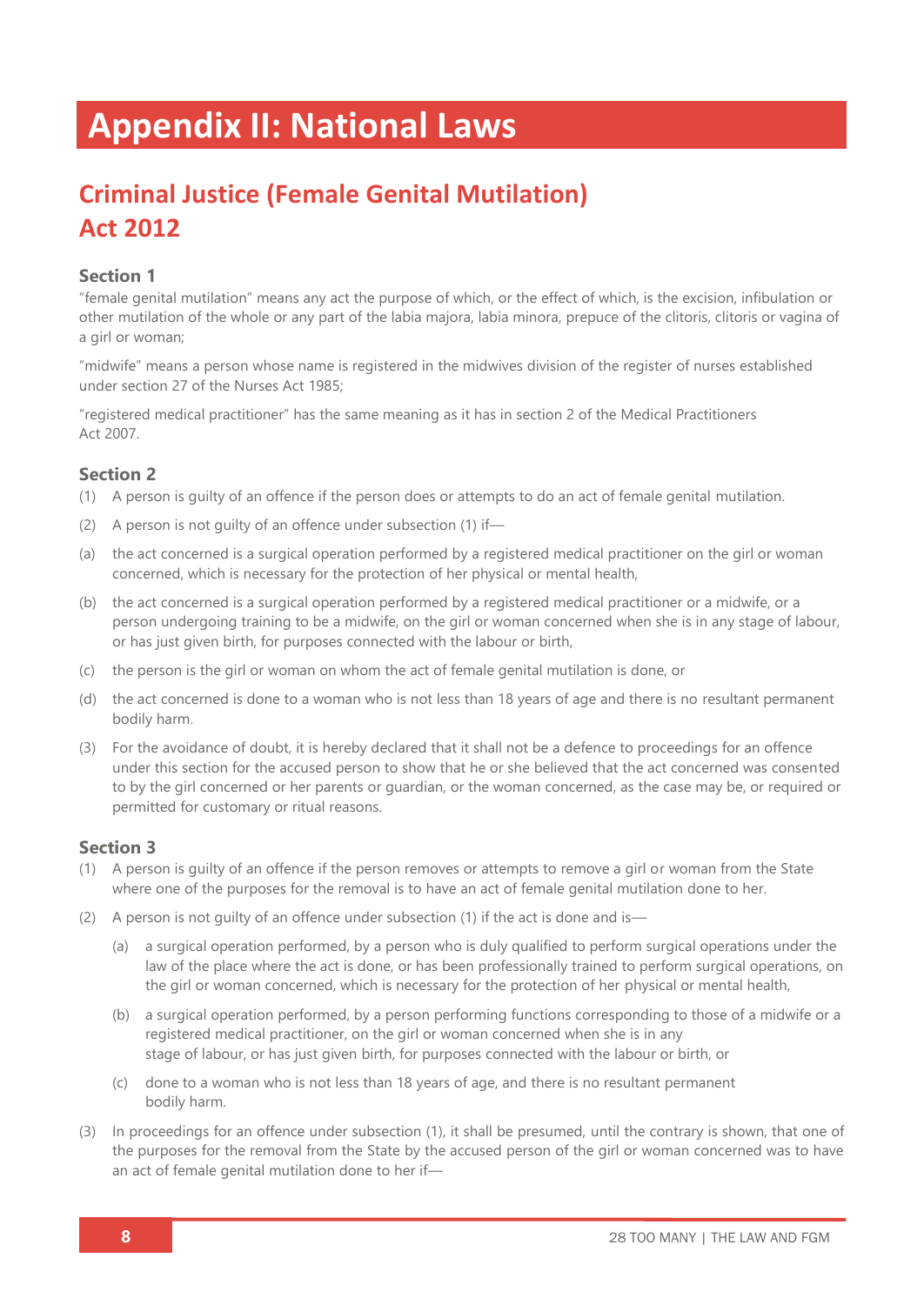# Appendix II: National Laws

## Criminal Justice (Female Genital Mutilation) Act 2012

### Section 1

"female genital mutilation" means any act the purpose of which, or the effect of which, is the excision, infibulation or other mutilation of the whole or any part of the labia majora, labia minora, prepuce of the clitoris, clitoris or vagina of a girl or woman;

"midwife" means a person whose name is registered in the midwives division of the register of nurses established under section 27 of the Nurses Act 1985;

"registered medical practitioner" has the same meaning as it has in section 2 of the Medical Practitioners Act 2007.

### Section 2

(1) A person is guilty of an offence if the person does or attempts to do an act of female genital mutilation.

(2) A person is not guilty of an offence under subsection (1) if—

(a) the act concerned is a surgical operation performed by a registered medical practitioner on the girl or woman concerned, which is necessary for the protection of her physical or mental health,

(b) the act concerned is a surgical operation performed by a registered medical practitioner or a midwife, or a person undergoing training to be a midwife, on the girl or woman concerned when she is in any stage of labour, or has just given birth, for purposes connected with the labour or birth,

(c) the person is the girl or woman on whom the act of female genital mutilation is done, or

(d) the act concerned is done to a woman who is not less than 18 years of age and there is no resultant permanent bodily harm.

(3) For the avoidance of doubt, it is hereby declared that it shall not be a defence to proceedings for an offence under this section for the accused person to show that he or she believed that the act concerned was consented to by the girl concerned or her parents or guardian, or the woman concerned, as the case may be, or required or permitted for customary or ritual reasons.

### Section 3

(1) A person is guilty of an offence if the person removes or attempts to remove a girl or woman from the State where one of the purposes for the removal is to have an act of female genital mutilation done to her.

(2) A person is not guilty of an offence under subsection (1) if the act is done and is—

- (a) a surgical operation performed, by a person who is duly qualified to perform surgical operations under the law of the place where the act is done, or has been professionally trained to perform surgical operations, on the girl or woman concerned, which is necessary for the protection of her physical or mental health,
- (b) a surgical operation performed, by a person performing functions corresponding to those of a midwife or a registered medical practitioner, on the girl or woman concerned when she is in any stage of labour, or has just given birth, for purposes connected with the labour or birth, or
- (c) done to a woman who is not less than 18 years of age, and there is no resultant permanent bodily harm.

(3) In proceedings for an offence under subsection (1), it shall be presumed, until the contrary is shown, that one of the purposes for the removal from the State by the accused person of the girl or woman concerned was to have an act of female genital mutilation done to her if—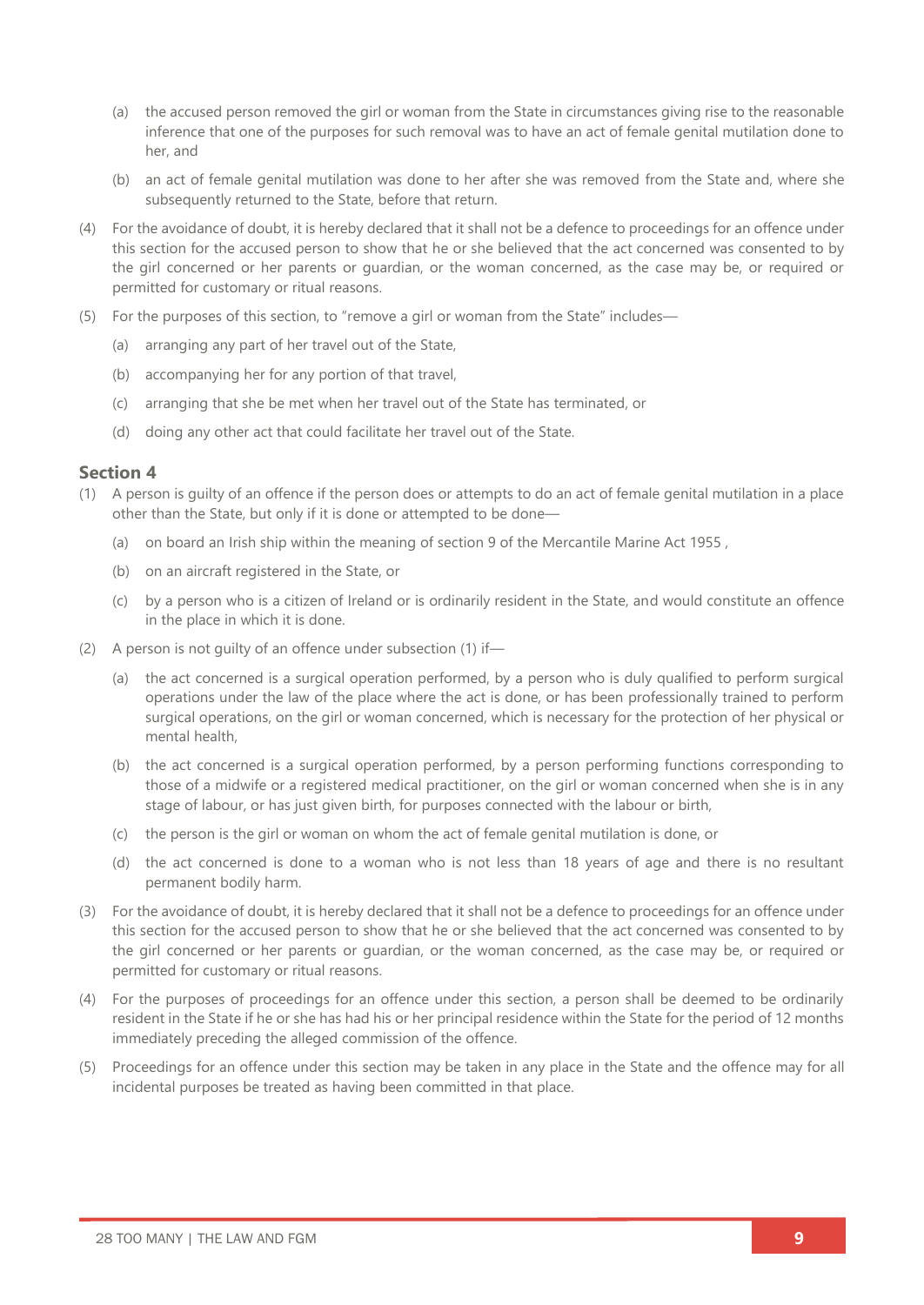(a) the accused person removed the girl or woman from the State in circumstances giving rise to the reasonable inference that one of the purposes for such removal was to have an act of female genital mutilation done to her, and

(b) an act of female genital mutilation was done to her after she was removed from the State and, where she subsequently returned to the State, before that return.

(4) For the avoidance of doubt, it is hereby declared that it shall not be a defence to proceedings for an offence under this section for the accused person to show that he or she believed that the act concerned was consented to by the girl concerned or her parents or guardian, or the woman concerned, as the case may be, or required or permitted for customary or ritual reasons.

(5) For the purposes of this section, to "remove a girl or woman from the State" includes—

(a) arranging any part of her travel out of the State,

(b) accompanying her for any portion of that travel,

(c) arranging that she be met when her travel out of the State has terminated, or

(d) doing any other act that could facilitate her travel out of the State.

### Section 4

(1) A person is guilty of an offence if the person does or attempts to do an act of female genital mutilation in a place other than the State, but only if it is done or attempted to be done—

(a) on board an Irish ship within the meaning of section 9 of the Mercantile Marine Act 1955 ,

(b) on an aircraft registered in the State, or

(c) by a person who is a citizen of Ireland or is ordinarily resident in the State, and would constitute an offence in the place in which it is done.

(2) A person is not guilty of an offence under subsection (1) if—

(a) the act concerned is a surgical operation performed, by a person who is duly qualified to perform surgical operations under the law of the place where the act is done, or has been professionally trained to perform surgical operations, on the girl or woman concerned, which is necessary for the protection of her physical or mental health,

(b) the act concerned is a surgical operation performed, by a person performing functions corresponding to those of a midwife or a registered medical practitioner, on the girl or woman concerned when she is in any stage of labour, or has just given birth, for purposes connected with the labour or birth,

(c) the person is the girl or woman on whom the act of female genital mutilation is done, or

(d) the act concerned is done to a woman who is not less than 18 years of age and there is no resultant permanent bodily harm.

(3) For the avoidance of doubt, it is hereby declared that it shall not be a defence to proceedings for an offence under this section for the accused person to show that he or she believed that the act concerned was consented to by the girl concerned or her parents or guardian, or the woman concerned, as the case may be, or required or permitted for customary or ritual reasons.

(4) For the purposes of proceedings for an offence under this section, a person shall be deemed to be ordinarily resident in the State if he or she has had his or her principal residence within the State for the period of 12 months immediately preceding the alleged commission of the offence.

(5) Proceedings for an offence under this section may be taken in any place in the State and the offence may for all incidental purposes be treated as having been committed in that place.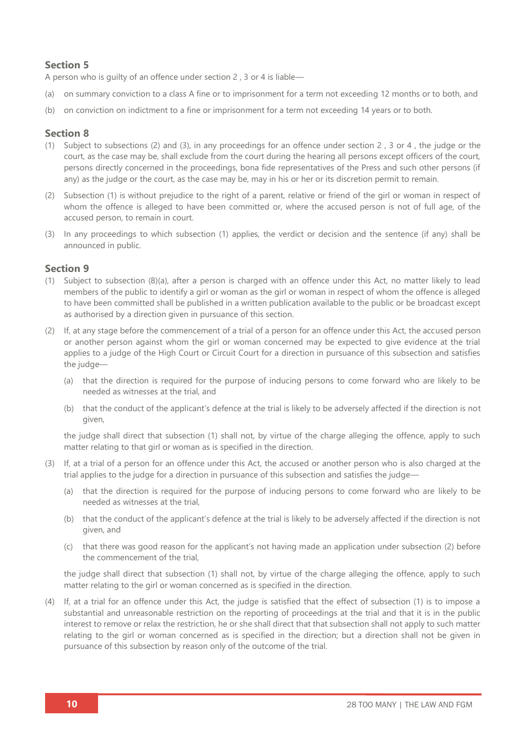### Section 5

A person who is guilty of an offence under section 2 , 3 or 4 is liable—

(a) on summary conviction to a class A fine or to imprisonment for a term not exceeding 12 months or to both, and

(b) on conviction on indictment to a fine or imprisonment for a term not exceeding 14 years or to both.

### Section 8

(1) Subject to subsections (2) and (3), in any proceedings for an offence under section 2 , 3 or 4 , the judge or the court, as the case may be, shall exclude from the court during the hearing all persons except officers of the court, persons directly concerned in the proceedings, bona fide representatives of the Press and such other persons (if any) as the judge or the court, as the case may be, may in his or her or its discretion permit to remain.

(2) Subsection (1) is without prejudice to the right of a parent, relative or friend of the girl or woman in respect of whom the offence is alleged to have been committed or, where the accused person is not of full age, of the accused person, to remain in court.

(3) In any proceedings to which subsection (1) applies, the verdict or decision and the sentence (if any) shall be announced in public.

### Section 9

(1) Subject to subsection (8)(a), after a person is charged with an offence under this Act, no matter likely to lead members of the public to identify a girl or woman as the girl or woman in respect of whom the offence is alleged to have been committed shall be published in a written publication available to the public or be broadcast except as authorised by a direction given in pursuance of this section.

(2) If, at any stage before the commencement of a trial of a person for an offence under this Act, the accused person or another person against whom the girl or woman concerned may be expected to give evidence at the trial applies to a judge of the High Court or Circuit Court for a direction in pursuance of this subsection and satisfies the judge—

   (a) that the direction is required for the purpose of inducing persons to come forward who are likely to be needed as witnesses at the trial, and

   (b) that the conduct of the applicant's defence at the trial is likely to be adversely affected if the direction is not given,

   the judge shall direct that subsection (1) shall not, by virtue of the charge alleging the offence, apply to such matter relating to that girl or woman as is specified in the direction.

(3) If, at a trial of a person for an offence under this Act, the accused or another person who is also charged at the trial applies to the judge for a direction in pursuance of this subsection and satisfies the judge—

   (a) that the direction is required for the purpose of inducing persons to come forward who are likely to be needed as witnesses at the trial,

   (b) that the conduct of the applicant's defence at the trial is likely to be adversely affected if the direction is not given, and

   (c) that there was good reason for the applicant's not having made an application under subsection (2) before the commencement of the trial,

   the judge shall direct that subsection (1) shall not, by virtue of the charge alleging the offence, apply to such matter relating to the girl or woman concerned as is specified in the direction.

(4) If, at a trial for an offence under this Act, the judge is satisfied that the effect of subsection (1) is to impose a substantial and unreasonable restriction on the reporting of proceedings at the trial and that it is in the public interest to remove or relax the restriction, he or she shall direct that that subsection shall not apply to such matter relating to the girl or woman concerned as is specified in the direction; but a direction shall not be given in pursuance of this subsection by reason only of the outcome of the trial.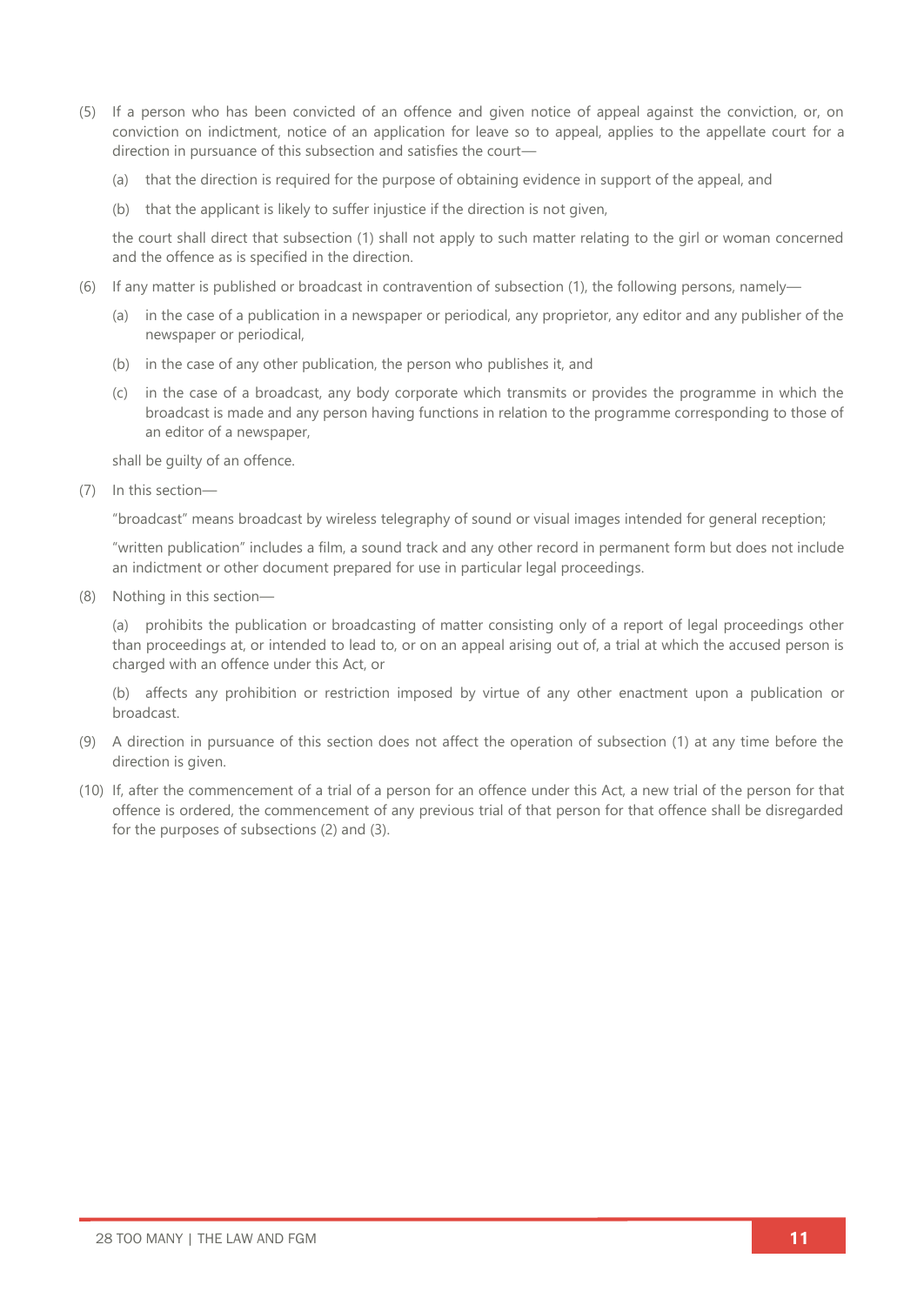(5) If a person who has been convicted of an offence and given notice of appeal against the conviction, or, on conviction on indictment, notice of an application for leave so to appeal, applies to the appellate court for a direction in pursuance of this subsection and satisfies the court—

 (a) that the direction is required for the purpose of obtaining evidence in support of the appeal, and

 (b) that the applicant is likely to suffer injustice if the direction is not given,

 the court shall direct that subsection (1) shall not apply to such matter relating to the girl or woman concerned and the offence as is specified in the direction.

(6) If any matter is published or broadcast in contravention of subsection (1), the following persons, namely—

 (a) in the case of a publication in a newspaper or periodical, any proprietor, any editor and any publisher of the newspaper or periodical,

 (b) in the case of any other publication, the person who publishes it, and

 (c) in the case of a broadcast, any body corporate which transmits or provides the programme in which the broadcast is made and any person having functions in relation to the programme corresponding to those of an editor of a newspaper,

 shall be guilty of an offence.

(7) In this section—

 "broadcast" means broadcast by wireless telegraphy of sound or visual images intended for general reception;

 "written publication" includes a film, a sound track and any other record in permanent form but does not include an indictment or other document prepared for use in particular legal proceedings.

(8) Nothing in this section—

 (a) prohibits the publication or broadcasting of matter consisting only of a report of legal proceedings other than proceedings at, or intended to lead to, or on an appeal arising out of, a trial at which the accused person is charged with an offence under this Act, or

 (b) affects any prohibition or restriction imposed by virtue of any other enactment upon a publication or broadcast.

(9) A direction in pursuance of this section does not affect the operation of subsection (1) at any time before the direction is given.

(10) If, after the commencement of a trial of a person for an offence under this Act, a new trial of the person for that offence is ordered, the commencement of any previous trial of that person for that offence shall be disregarded for the purposes of subsections (2) and (3).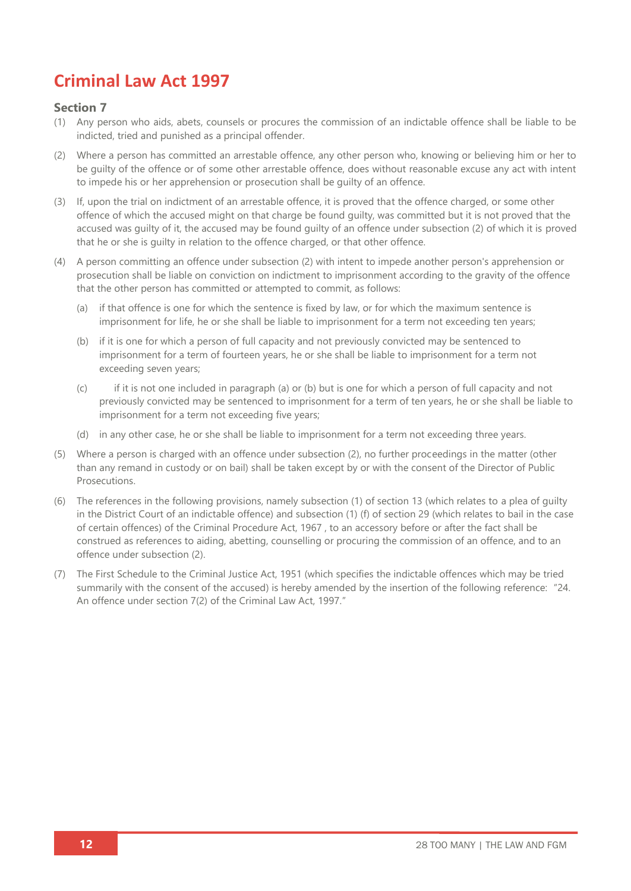# Criminal Law Act 1997

### Section 7

(1) Any person who aids, abets, counsels or procures the commission of an indictable offence shall be liable to be indicted, tried and punished as a principal offender.

(2) Where a person has committed an arrestable offence, any other person who, knowing or believing him or her to be guilty of the offence or of some other arrestable offence, does without reasonable excuse any act with intent to impede his or her apprehension or prosecution shall be guilty of an offence.

(3) If, upon the trial on indictment of an arrestable offence, it is proved that the offence charged, or some other offence of which the accused might on that charge be found guilty, was committed but it is not proved that the accused was guilty of it, the accused may be found guilty of an offence under subsection (2) of which it is proved that he or she is guilty in relation to the offence charged, or that other offence.

(4) A person committing an offence under subsection (2) with intent to impede another person's apprehension or prosecution shall be liable on conviction on indictment to imprisonment according to the gravity of the offence that the other person has committed or attempted to commit, as follows:

   (a) if that offence is one for which the sentence is fixed by law, or for which the maximum sentence is imprisonment for life, he or she shall be liable to imprisonment for a term not exceeding ten years;

   (b) if it is one for which a person of full capacity and not previously convicted may be sentenced to imprisonment for a term of fourteen years, he or she shall be liable to imprisonment for a term not exceeding seven years;

   (c) if it is not one included in paragraph (a) or (b) but is one for which a person of full capacity and not previously convicted may be sentenced to imprisonment for a term of ten years, he or she shall be liable to imprisonment for a term not exceeding five years;

   (d) in any other case, he or she shall be liable to imprisonment for a term not exceeding three years.

(5) Where a person is charged with an offence under subsection (2), no further proceedings in the matter (other than any remand in custody or on bail) shall be taken except by or with the consent of the Director of Public Prosecutions.

(6) The references in the following provisions, namely subsection (1) of section 13 (which relates to a plea of guilty in the District Court of an indictable offence) and subsection (1) (f) of section 29 (which relates to bail in the case of certain offences) of the Criminal Procedure Act, 1967 , to an accessory before or after the fact shall be construed as references to aiding, abetting, counselling or procuring the commission of an offence, and to an offence under subsection (2).

(7) The First Schedule to the Criminal Justice Act, 1951 (which specifies the indictable offences which may be tried summarily with the consent of the accused) is hereby amended by the insertion of the following reference: "24. An offence under section 7(2) of the Criminal Law Act, 1997."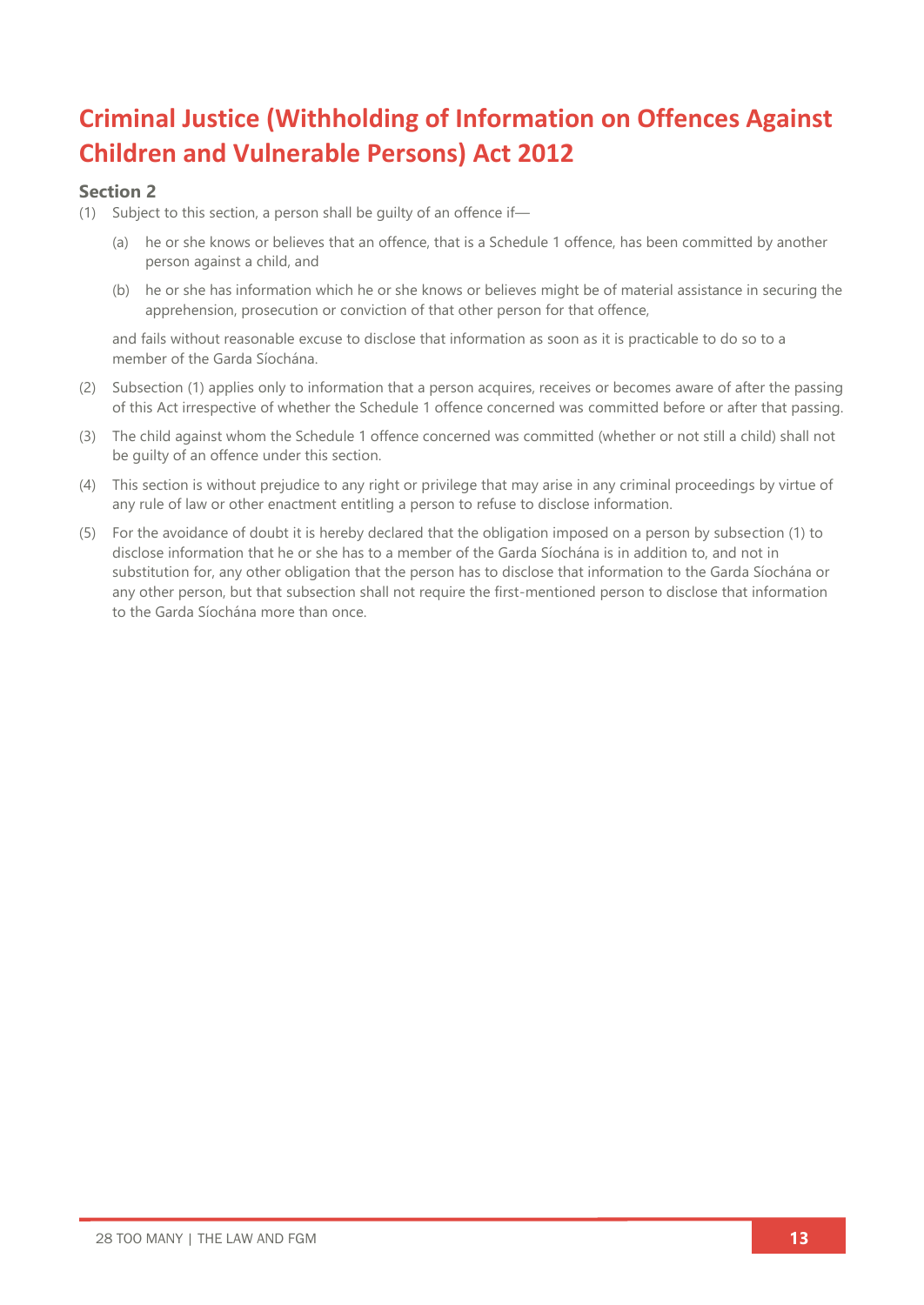# Criminal Justice (Withholding of Information on Offences Against Children and Vulnerable Persons) Act 2012

### Section 2

(1) Subject to this section, a person shall be guilty of an offence if—

(a) he or she knows or believes that an offence, that is a Schedule 1 offence, has been committed by another person against a child, and

(b) he or she has information which he or she knows or believes might be of material assistance in securing the apprehension, prosecution or conviction of that other person for that offence,

and fails without reasonable excuse to disclose that information as soon as it is practicable to do so to a member of the Garda Síochána.

(2) Subsection (1) applies only to information that a person acquires, receives or becomes aware of after the passing of this Act irrespective of whether the Schedule 1 offence concerned was committed before or after that passing.

(3) The child against whom the Schedule 1 offence concerned was committed (whether or not still a child) shall not be guilty of an offence under this section.

(4) This section is without prejudice to any right or privilege that may arise in any criminal proceedings by virtue of any rule of law or other enactment entitling a person to refuse to disclose information.

(5) For the avoidance of doubt it is hereby declared that the obligation imposed on a person by subsection (1) to disclose information that he or she has to a member of the Garda Síochána is in addition to, and not in substitution for, any other obligation that the person has to disclose that information to the Garda Síochána or any other person, but that subsection shall not require the first-mentioned person to disclose that information to the Garda Síochána more than once.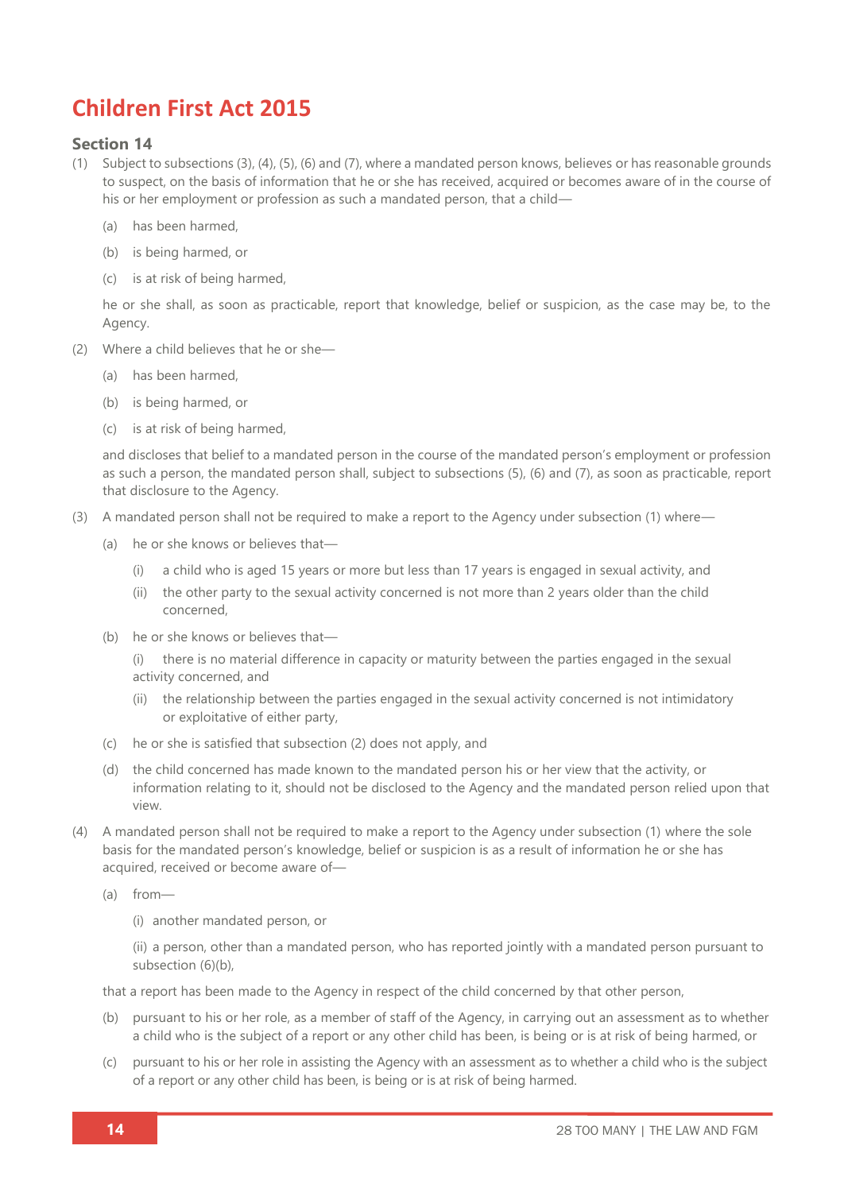# Children First Act 2015

### Section 14

(1) Subject to subsections (3), (4), (5), (6) and (7), where a mandated person knows, believes or has reasonable grounds to suspect, on the basis of information that he or she has received, acquired or becomes aware of in the course of his or her employment or profession as such a mandated person, that a child—

  (a) has been harmed,

  (b) is being harmed, or

  (c) is at risk of being harmed,

he or she shall, as soon as practicable, report that knowledge, belief or suspicion, as the case may be, to the Agency.

(2) Where a child believes that he or she—

  (a) has been harmed,

  (b) is being harmed, or

  (c) is at risk of being harmed,

and discloses that belief to a mandated person in the course of the mandated person's employment or profession as such a person, the mandated person shall, subject to subsections (5), (6) and (7), as soon as practicable, report that disclosure to the Agency.

(3) A mandated person shall not be required to make a report to the Agency under subsection (1) where—

  (a) he or she knows or believes that—

    (i) a child who is aged 15 years or more but less than 17 years is engaged in sexual activity, and

    (ii) the other party to the sexual activity concerned is not more than 2 years older than the child concerned,

  (b) he or she knows or believes that—

    (i) there is no material difference in capacity or maturity between the parties engaged in the sexual activity concerned, and

    (ii) the relationship between the parties engaged in the sexual activity concerned is not intimidatory or exploitative of either party,

  (c) he or she is satisfied that subsection (2) does not apply, and

  (d) the child concerned has made known to the mandated person his or her view that the activity, or information relating to it, should not be disclosed to the Agency and the mandated person relied upon that view.

(4) A mandated person shall not be required to make a report to the Agency under subsection (1) where the sole basis for the mandated person's knowledge, belief or suspicion is as a result of information he or she has acquired, received or become aware of—

  (a) from—

    (i) another mandated person, or

    (ii) a person, other than a mandated person, who has reported jointly with a mandated person pursuant to subsection (6)(b),

  that a report has been made to the Agency in respect of the child concerned by that other person,

  (b) pursuant to his or her role, as a member of staff of the Agency, in carrying out an assessment as to whether a child who is the subject of a report or any other child has been, is being or is at risk of being harmed, or

  (c) pursuant to his or her role in assisting the Agency with an assessment as to whether a child who is the subject of a report or any other child has been, is being or is at risk of being harmed.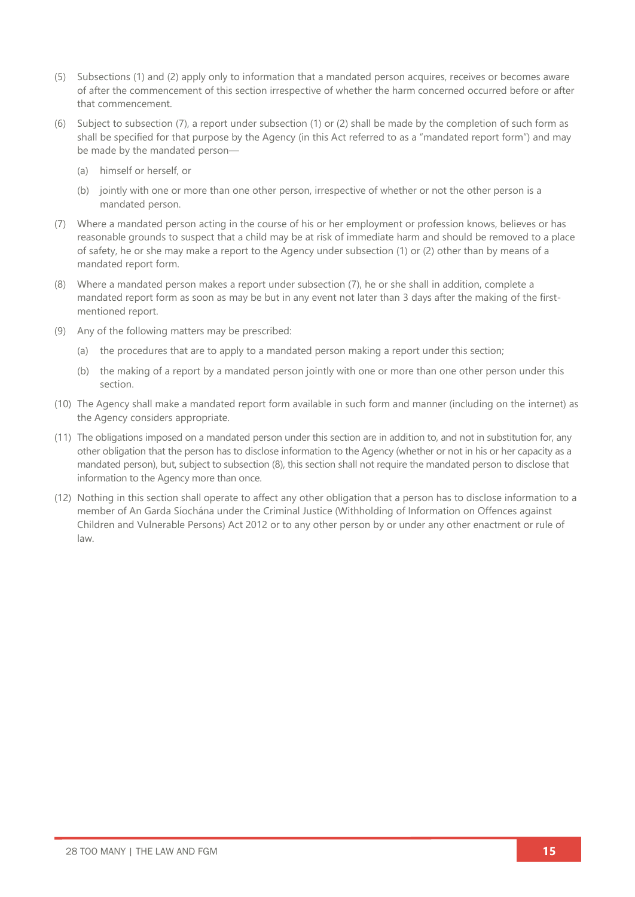(5) Subsections (1) and (2) apply only to information that a mandated person acquires, receives or becomes aware of after the commencement of this section irrespective of whether the harm concerned occurred before or after that commencement.

(6) Subject to subsection (7), a report under subsection (1) or (2) shall be made by the completion of such form as shall be specified for that purpose by the Agency (in this Act referred to as a "mandated report form") and may be made by the mandated person—

   (a) himself or herself, or

   (b) jointly with one or more than one other person, irrespective of whether or not the other person is a mandated person.

(7) Where a mandated person acting in the course of his or her employment or profession knows, believes or has reasonable grounds to suspect that a child may be at risk of immediate harm and should be removed to a place of safety, he or she may make a report to the Agency under subsection (1) or (2) other than by means of a mandated report form.

(8) Where a mandated person makes a report under subsection (7), he or she shall in addition, complete a mandated report form as soon as may be but in any event not later than 3 days after the making of the first-mentioned report.

(9) Any of the following matters may be prescribed:

   (a) the procedures that are to apply to a mandated person making a report under this section;

   (b) the making of a report by a mandated person jointly with one or more than one other person under this section.

(10) The Agency shall make a mandated report form available in such form and manner (including on the internet) as the Agency considers appropriate.

(11) The obligations imposed on a mandated person under this section are in addition to, and not in substitution for, any other obligation that the person has to disclose information to the Agency (whether or not in his or her capacity as a mandated person), but, subject to subsection (8), this section shall not require the mandated person to disclose that information to the Agency more than once.

(12) Nothing in this section shall operate to affect any other obligation that a person has to disclose information to a member of An Garda Síochána under the Criminal Justice (Withholding of Information on Offences against Children and Vulnerable Persons) Act 2012 or to any other person by or under any other enactment or rule of law.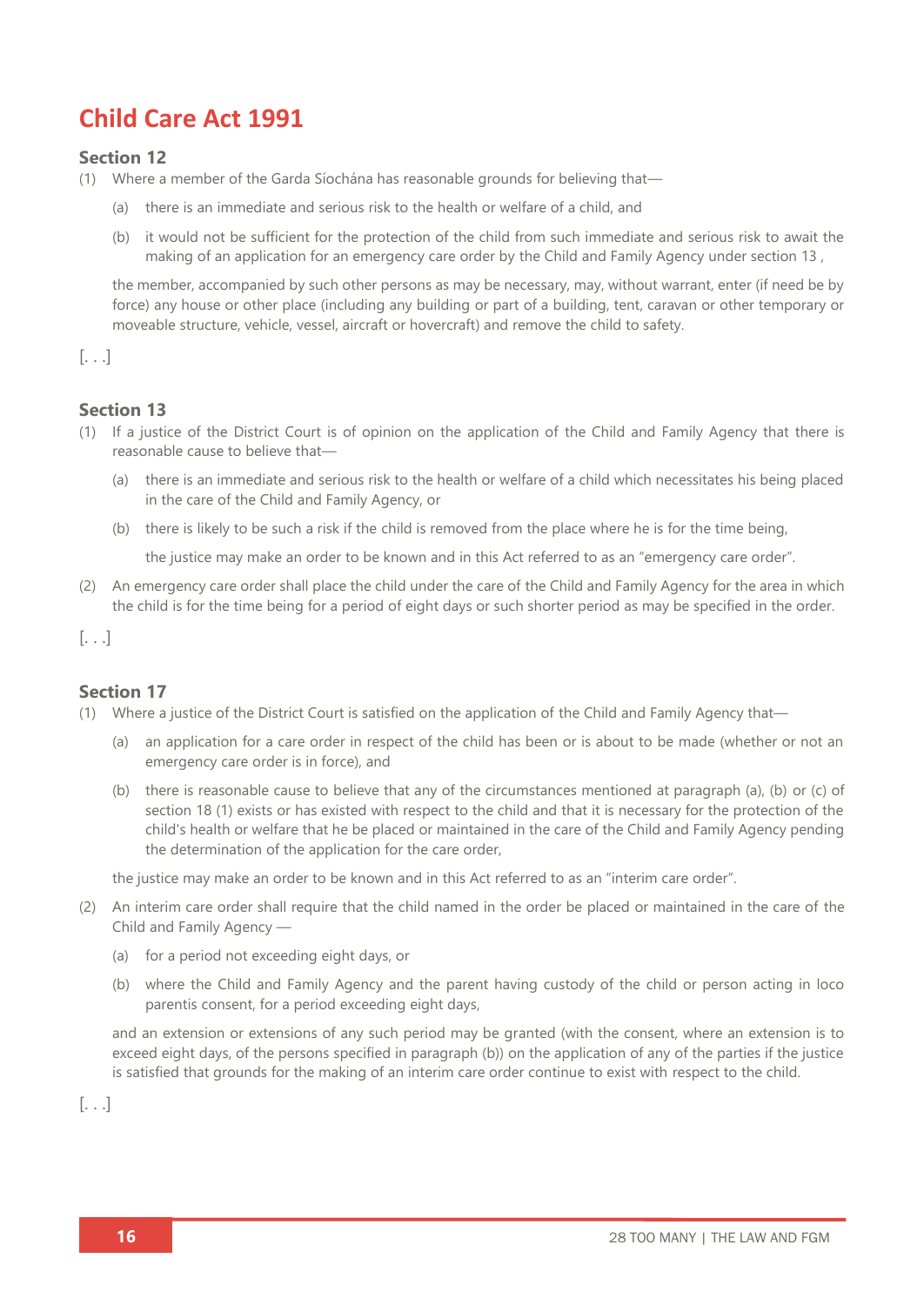# Child Care Act 1991

### Section 12

(1) Where a member of the Garda Síochána has reasonable grounds for believing that—

(a) there is an immediate and serious risk to the health or welfare of a child, and

(b) it would not be sufficient for the protection of the child from such immediate and serious risk to await the making of an application for an emergency care order by the Child and Family Agency under section 13 ,

the member, accompanied by such other persons as may be necessary, may, without warrant, enter (if need be by force) any house or other place (including any building or part of a building, tent, caravan or other temporary or moveable structure, vehicle, vessel, aircraft or hovercraft) and remove the child to safety.

[. . .]

### Section 13

(1) If a justice of the District Court is of opinion on the application of the Child and Family Agency that there is reasonable cause to believe that—

(a) there is an immediate and serious risk to the health or welfare of a child which necessitates his being placed in the care of the Child and Family Agency, or

(b) there is likely to be such a risk if the child is removed from the place where he is for the time being,

the justice may make an order to be known and in this Act referred to as an "emergency care order".

(2) An emergency care order shall place the child under the care of the Child and Family Agency for the area in which the child is for the time being for a period of eight days or such shorter period as may be specified in the order.

[. . .]

### Section 17

(1) Where a justice of the District Court is satisfied on the application of the Child and Family Agency that—

(a) an application for a care order in respect of the child has been or is about to be made (whether or not an emergency care order is in force), and

(b) there is reasonable cause to believe that any of the circumstances mentioned at paragraph (a), (b) or (c) of section 18 (1) exists or has existed with respect to the child and that it is necessary for the protection of the child's health or welfare that he be placed or maintained in the care of the Child and Family Agency pending the determination of the application for the care order,

the justice may make an order to be known and in this Act referred to as an "interim care order".

(2) An interim care order shall require that the child named in the order be placed or maintained in the care of the Child and Family Agency —

(a) for a period not exceeding eight days, or

(b) where the Child and Family Agency and the parent having custody of the child or person acting in loco parentis consent, for a period exceeding eight days,

and an extension or extensions of any such period may be granted (with the consent, where an extension is to exceed eight days, of the persons specified in paragraph (b)) on the application of any of the parties if the justice is satisfied that grounds for the making of an interim care order continue to exist with respect to the child.

[. . .]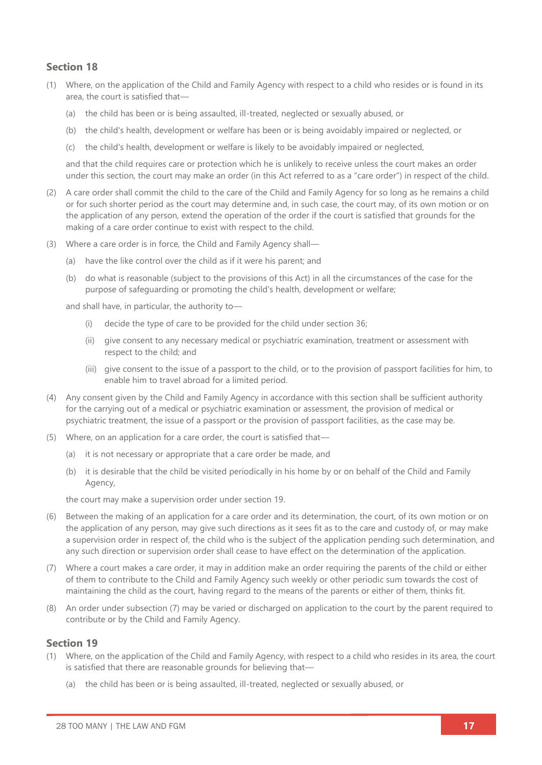## Section 18

(1) Where, on the application of the Child and Family Agency with respect to a child who resides or is found in its area, the court is satisfied that—

   (a) the child has been or is being assaulted, ill-treated, neglected or sexually abused, or

   (b) the child's health, development or welfare has been or is being avoidably impaired or neglected, or

   (c) the child's health, development or welfare is likely to be avoidably impaired or neglected,

   and that the child requires care or protection which he is unlikely to receive unless the court makes an order under this section, the court may make an order (in this Act referred to as a "care order") in respect of the child.

(2) A care order shall commit the child to the care of the Child and Family Agency for so long as he remains a child or for such shorter period as the court may determine and, in such case, the court may, of its own motion or on the application of any person, extend the operation of the order if the court is satisfied that grounds for the making of a care order continue to exist with respect to the child.

(3) Where a care order is in force, the Child and Family Agency shall—

   (a) have the like control over the child as if it were his parent; and

   (b) do what is reasonable (subject to the provisions of this Act) in all the circumstances of the case for the purpose of safeguarding or promoting the child's health, development or welfare;

   and shall have, in particular, the authority to—

      (i) decide the type of care to be provided for the child under section 36;

      (ii) give consent to any necessary medical or psychiatric examination, treatment or assessment with respect to the child; and

      (iii) give consent to the issue of a passport to the child, or to the provision of passport facilities for him, to enable him to travel abroad for a limited period.

(4) Any consent given by the Child and Family Agency in accordance with this section shall be sufficient authority for the carrying out of a medical or psychiatric examination or assessment, the provision of medical or psychiatric treatment, the issue of a passport or the provision of passport facilities, as the case may be.

(5) Where, on an application for a care order, the court is satisfied that—

   (a) it is not necessary or appropriate that a care order be made, and

   (b) it is desirable that the child be visited periodically in his home by or on behalf of the Child and Family Agency,

   the court may make a supervision order under section 19.

(6) Between the making of an application for a care order and its determination, the court, of its own motion or on the application of any person, may give such directions as it sees fit as to the care and custody of, or may make a supervision order in respect of, the child who is the subject of the application pending such determination, and any such direction or supervision order shall cease to have effect on the determination of the application.

(7) Where a court makes a care order, it may in addition make an order requiring the parents of the child or either of them to contribute to the Child and Family Agency such weekly or other periodic sum towards the cost of maintaining the child as the court, having regard to the means of the parents or either of them, thinks fit.

(8) An order under subsection (7) may be varied or discharged on application to the court by the parent required to contribute or by the Child and Family Agency.

## Section 19

(1) Where, on the application of the Child and Family Agency, with respect to a child who resides in its area, the court is satisfied that there are reasonable grounds for believing that—

   (a) the child has been or is being assaulted, ill-treated, neglected or sexually abused, or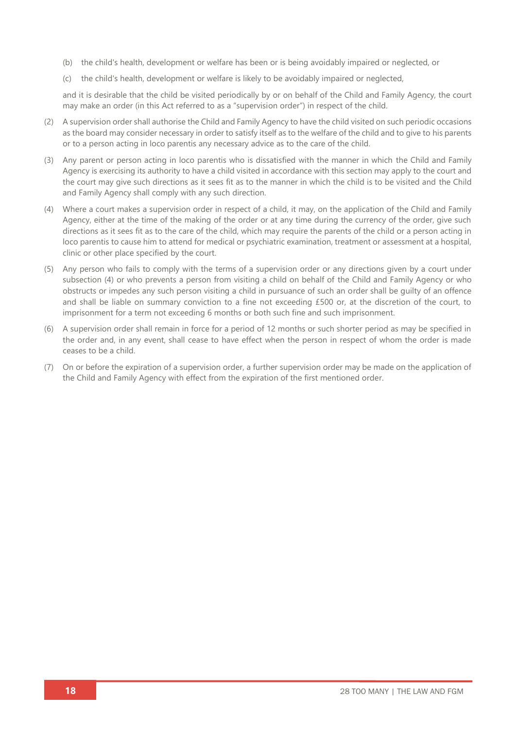(b) the child's health, development or welfare has been or is being avoidably impaired or neglected, or

(c) the child's health, development or welfare is likely to be avoidably impaired or neglected,

and it is desirable that the child be visited periodically by or on behalf of the Child and Family Agency, the court may make an order (in this Act referred to as a "supervision order") in respect of the child.

(2) A supervision order shall authorise the Child and Family Agency to have the child visited on such periodic occasions as the board may consider necessary in order to satisfy itself as to the welfare of the child and to give to his parents or to a person acting in loco parentis any necessary advice as to the care of the child.

(3) Any parent or person acting in loco parentis who is dissatisfied with the manner in which the Child and Family Agency is exercising its authority to have a child visited in accordance with this section may apply to the court and the court may give such directions as it sees fit as to the manner in which the child is to be visited and the Child and Family Agency shall comply with any such direction.

(4) Where a court makes a supervision order in respect of a child, it may, on the application of the Child and Family Agency, either at the time of the making of the order or at any time during the currency of the order, give such directions as it sees fit as to the care of the child, which may require the parents of the child or a person acting in loco parentis to cause him to attend for medical or psychiatric examination, treatment or assessment at a hospital, clinic or other place specified by the court.

(5) Any person who fails to comply with the terms of a supervision order or any directions given by a court under subsection (4) or who prevents a person from visiting a child on behalf of the Child and Family Agency or who obstructs or impedes any such person visiting a child in pursuance of such an order shall be guilty of an offence and shall be liable on summary conviction to a fine not exceeding £500 or, at the discretion of the court, to imprisonment for a term not exceeding 6 months or both such fine and such imprisonment.

(6) A supervision order shall remain in force for a period of 12 months or such shorter period as may be specified in the order and, in any event, shall cease to have effect when the person in respect of whom the order is made ceases to be a child.

(7) On or before the expiration of a supervision order, a further supervision order may be made on the application of the Child and Family Agency with effect from the expiration of the first mentioned order.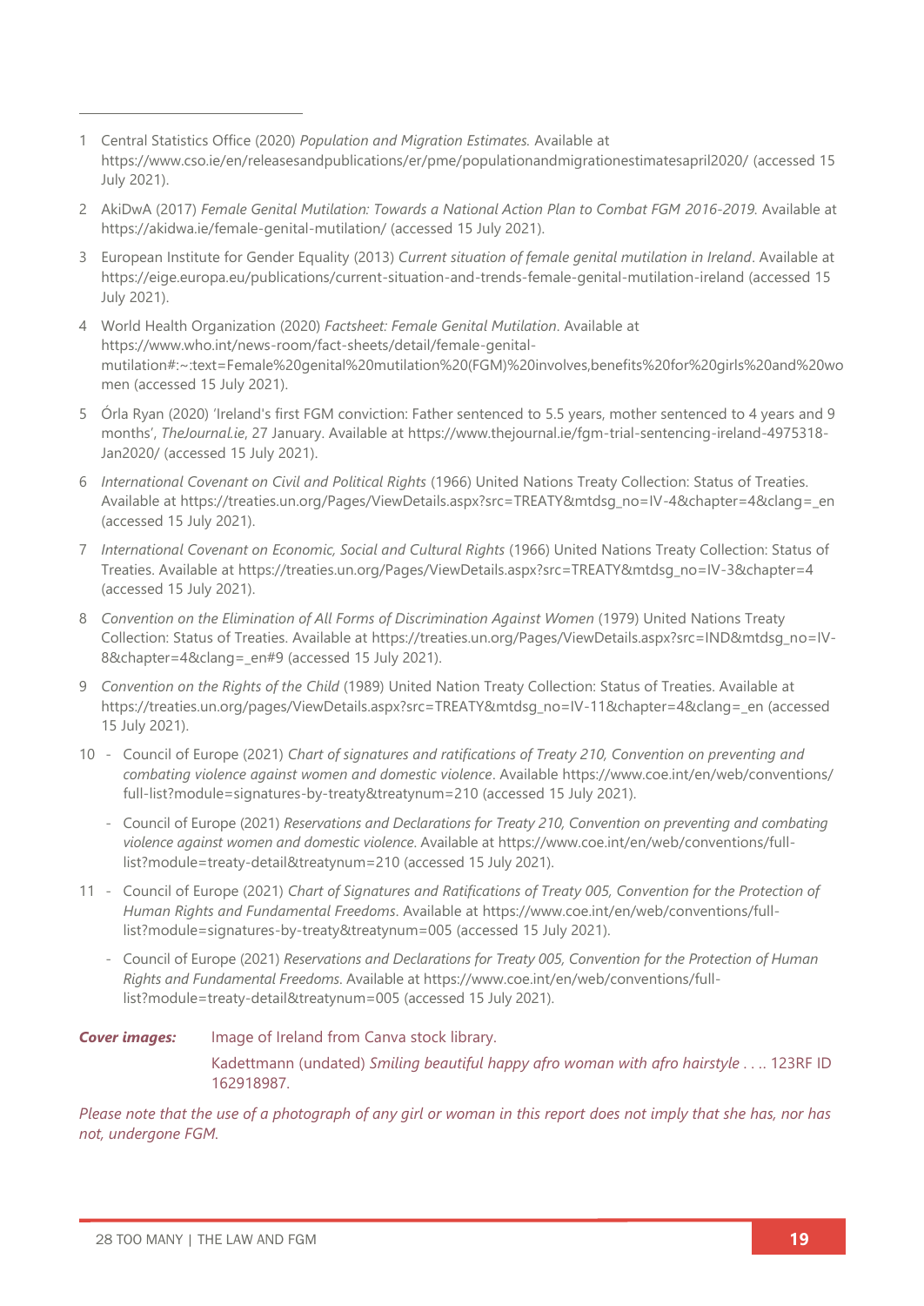1. Central Statistics Office (2020) *Population and Migration Estimates.* Available at https://www.cso.ie/en/releasesandpublications/er/pme/populationandmigrationestimatesapril2020/ (accessed 15 July 2021).

2. AkiDwA (2017) *Female Genital Mutilation: Towards a National Action Plan to Combat FGM 2016-2019.* Available at https://akidwa.ie/female-genital-mutilation/ (accessed 15 July 2021).

3. European Institute for Gender Equality (2013) *Current situation of female genital mutilation in Ireland*. Available at https://eige.europa.eu/publications/current-situation-and-trends-female-genital-mutilation-ireland (accessed 15 July 2021).

4. World Health Organization (2020) *Factsheet: Female Genital Mutilation*. Available at https://www.who.int/news-room/fact-sheets/detail/female-genital-mutilation#:~:text=Female%20genital%20mutilation%20(FGM)%20involves,benefits%20for%20girls%20and%20women (accessed 15 July 2021).

5. Órla Ryan (2020) 'Ireland's first FGM conviction: Father sentenced to 5.5 years, mother sentenced to 4 years and 9 months', *TheJournal.ie*, 27 January. Available at https://www.thejournal.ie/fgm-trial-sentencing-ireland-4975318-Jan2020/ (accessed 15 July 2021).

6. *International Covenant on Civil and Political Rights* (1966) United Nations Treaty Collection: Status of Treaties. Available at https://treaties.un.org/Pages/ViewDetails.aspx?src=TREATY&mtdsg_no=IV-4&chapter=4&clang=_en (accessed 15 July 2021).

7. *International Covenant on Economic, Social and Cultural Rights* (1966) United Nations Treaty Collection: Status of Treaties. Available at https://treaties.un.org/Pages/ViewDetails.aspx?src=TREATY&mtdsg_no=IV-3&chapter=4 (accessed 15 July 2021).

8. *Convention on the Elimination of All Forms of Discrimination Against Women* (1979) United Nations Treaty Collection: Status of Treaties. Available at https://treaties.un.org/Pages/ViewDetails.aspx?src=IND&mtdsg_no=IV-8&chapter=4&clang=_en#9 (accessed 15 July 2021).

9. *Convention on the Rights of the Child* (1989) United Nation Treaty Collection: Status of Treaties. Available at https://treaties.un.org/pages/ViewDetails.aspx?src=TREATY&mtdsg_no=IV-11&chapter=4&clang=_en (accessed 15 July 2021).

10. - Council of Europe (2021) *Chart of signatures and ratifications of Treaty 210, Convention on preventing and combating violence against women and domestic violence*. Available https://www.coe.int/en/web/conventions/full-list?module=signatures-by-treaty&treatynum=210 (accessed 15 July 2021).
    - Council of Europe (2021) *Reservations and Declarations for Treaty 210, Convention on preventing and combating violence against women and domestic violence.* Available at https://www.coe.int/en/web/conventions/full-list?module=treaty-detail&treatynum=210 (accessed 15 July 2021).

11. - Council of Europe (2021) *Chart of Signatures and Ratifications of Treaty 005, Convention for the Protection of Human Rights and Fundamental Freedoms*. Available at https://www.coe.int/en/web/conventions/full-list?module=signatures-by-treaty&treatynum=005 (accessed 15 July 2021).
    - Council of Europe (2021) *Reservations and Declarations for Treaty 005, Convention for the Protection of Human Rights and Fundamental Freedoms.* Available at https://www.coe.int/en/web/conventions/full-list?module=treaty-detail&treatynum=005 (accessed 15 July 2021).

***Cover images:*** Image of Ireland from Canva stock library.

Kadettmann (undated) *Smiling beautiful happy afro woman with afro hairstyle . . .*. 123RF ID 162918987.

*Please note that the use of a photograph of any girl or woman in this report does not imply that she has, nor has not, undergone FGM.*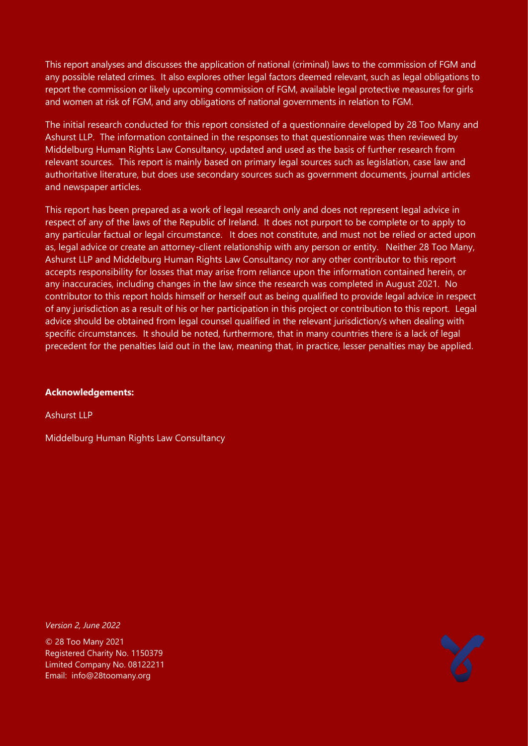This report analyses and discusses the application of national (criminal) laws to the commission of FGM and any possible related crimes. It also explores other legal factors deemed relevant, such as legal obligations to report the commission or likely upcoming commission of FGM, available legal protective measures for girls and women at risk of FGM, and any obligations of national governments in relation to FGM.

The initial research conducted for this report consisted of a questionnaire developed by 28 Too Many and Ashurst LLP. The information contained in the responses to that questionnaire was then reviewed by Middelburg Human Rights Law Consultancy, updated and used as the basis of further research from relevant sources. This report is mainly based on primary legal sources such as legislation, case law and authoritative literature, but does use secondary sources such as government documents, journal articles and newspaper articles.

This report has been prepared as a work of legal research only and does not represent legal advice in respect of any of the laws of the Republic of Ireland. It does not purport to be complete or to apply to any particular factual or legal circumstance. It does not constitute, and must not be relied or acted upon as, legal advice or create an attorney-client relationship with any person or entity. Neither 28 Too Many, Ashurst LLP and Middelburg Human Rights Law Consultancy nor any other contributor to this report accepts responsibility for losses that may arise from reliance upon the information contained herein, or any inaccuracies, including changes in the law since the research was completed in August 2021. No contributor to this report holds himself or herself out as being qualified to provide legal advice in respect of any jurisdiction as a result of his or her participation in this project or contribution to this report. Legal advice should be obtained from legal counsel qualified in the relevant jurisdiction/s when dealing with specific circumstances. It should be noted, furthermore, that in many countries there is a lack of legal precedent for the penalties laid out in the law, meaning that, in practice, lesser penalties may be applied.

**Acknowledgements:**

Ashurst LLP

Middelburg Human Rights Law Consultancy

*Version 2, June 2022*

© 28 Too Many 2021
Registered Charity No. 1150379
Limited Company No. 08122211
Email: info@28toomany.org